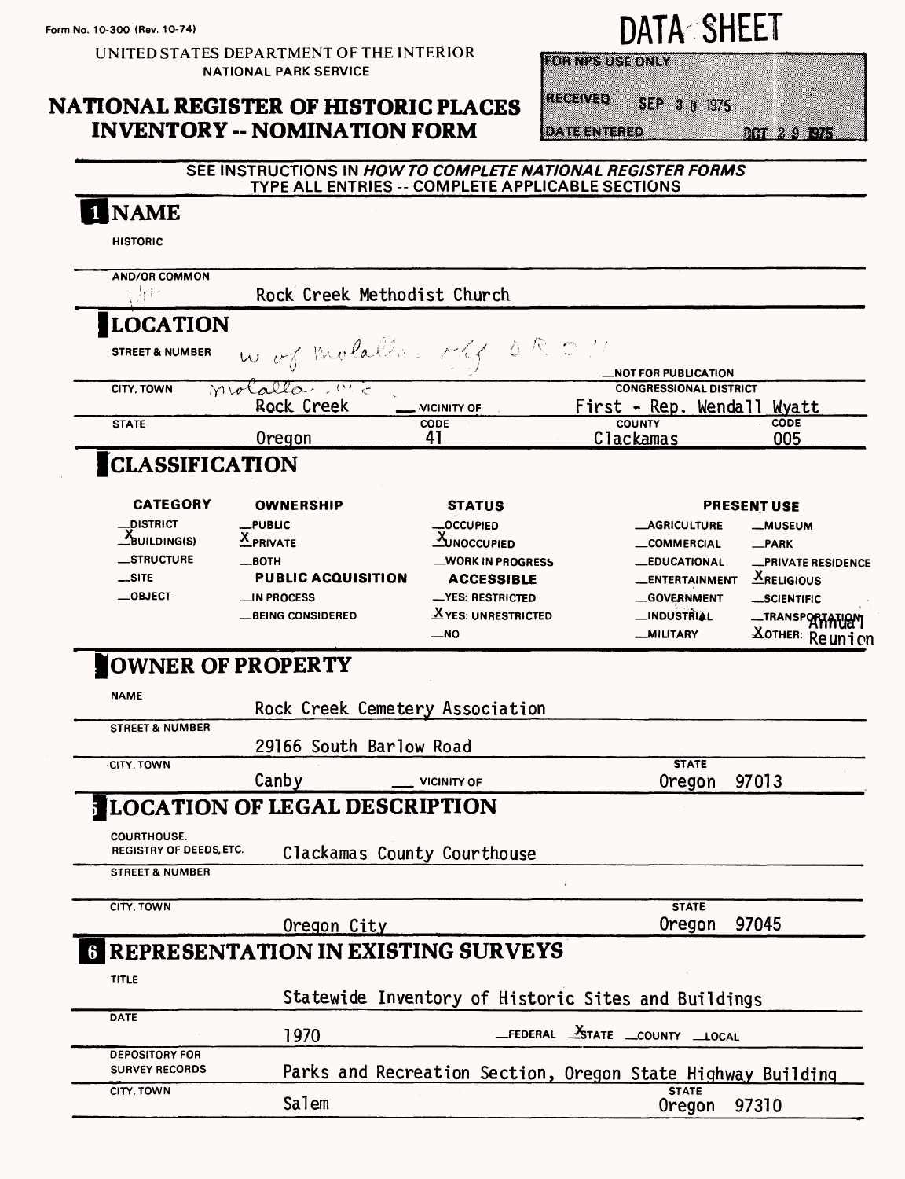Form No. 10-300 (Rev. 10-74)

UNITED STATES DEPARTMENT OF THE INTERIOR
NATIONAL PARK SERVICE

# NATIONAL REGISTER OF HISTORIC PLACES INVENTORY -- NOMINATION FORM

# DATA SHEET

| FOR NPS USE ONLY | |
|---|---|
| RECEIVED | SEP 30 1975 |
| DATE ENTERED | OCT 29 1975 |

SEE INSTRUCTIONS IN *HOW TO COMPLETE NATIONAL REGISTER FORMS*
TYPE ALL ENTRIES -- COMPLETE APPLICABLE SECTIONS

## 1 NAME

HISTORIC

AND/OR COMMON
Rock Creek Methodist Church

## 2 LOCATION

STREET & NUMBER
W of Molalla off OR 211

__NOT FOR PUBLICATION

CITY, TOWN
Molalla vic.
Rock Creek __ VICINITY OF

CONGRESSIONAL DISTRICT
First - Rep. Wendall Wyatt

| STATE | CODE | COUNTY | CODE |
|---|---|---|---|
| Oregon | 41 | Clackamas | 005 |

## 3 CLASSIFICATION

| CATEGORY | OWNERSHIP | STATUS | PRESENT USE | |
|---|---|---|---|---|
| __DISTRICT | __PUBLIC | __OCCUPIED | __AGRICULTURE | __MUSEUM |
| X BUILDING(S) | X PRIVATE | X UNOCCUPIED | __COMMERCIAL | __PARK |
| __STRUCTURE | __BOTH | __WORK IN PROGRESS | __EDUCATIONAL | __PRIVATE RESIDENCE |
| __SITE | **PUBLIC ACQUISITION** | **ACCESSIBLE** | __ENTERTAINMENT | X RELIGIOUS |
| __OBJECT | __IN PROCESS | __YES: RESTRICTED | __GOVERNMENT | __SCIENTIFIC |
| | __BEING CONSIDERED | X YES: UNRESTRICTED | __INDUSTRIAL | __TRANSPORTATION |
| | | __NO | __MILITARY | X OTHER: Annual Reunion |

## 4 OWNER OF PROPERTY

NAME
Rock Creek Cemetery Association

STREET & NUMBER
29166 South Barlow Road

CITY, TOWN
Canby __ VICINITY OF

STATE
Oregon 97013

## 5 LOCATION OF LEGAL DESCRIPTION

COURTHOUSE, REGISTRY OF DEEDS, ETC.
Clackamas County Courthouse

STREET & NUMBER

CITY, TOWN
Oregon City

STATE
Oregon 97045

## 6 REPRESENTATION IN EXISTING SURVEYS

TITLE
Statewide Inventory of Historic Sites and Buildings

DATE
1970 __FEDERAL X STATE __COUNTY __LOCAL

DEPOSITORY FOR SURVEY RECORDS
Parks and Recreation Section, Oregon State Highway Building

CITY, TOWN
Salem

STATE
Oregon 97310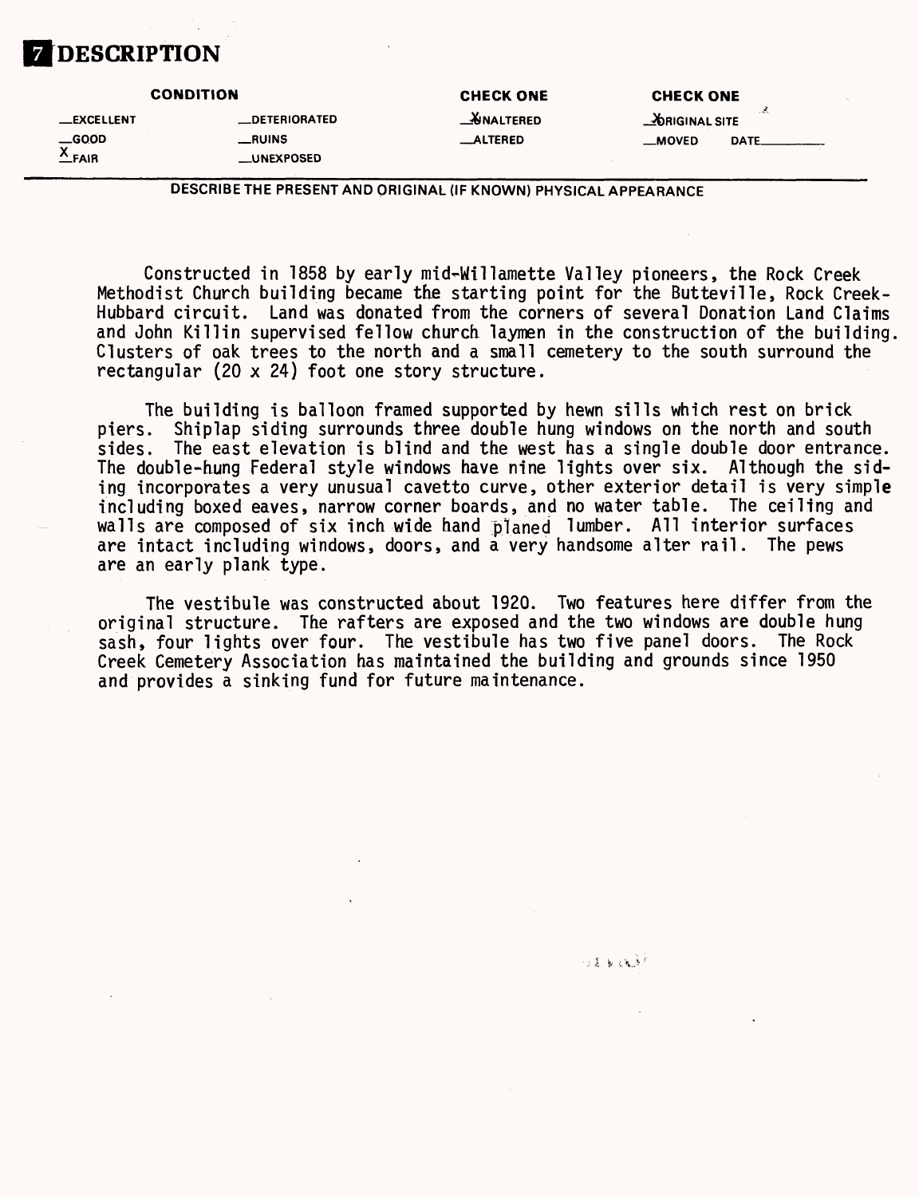# 7 DESCRIPTION

| CONDITION | | CHECK ONE | CHECK ONE |
|---|---|---|---|
| __EXCELLENT | __DETERIORATED | X UNALTERED | X ORIGINAL SITE |
| __GOOD | __RUINS | __ALTERED | __MOVED DATE______ |
| X FAIR | __UNEXPOSED | | |

DESCRIBE THE PRESENT AND ORIGINAL (IF KNOWN) PHYSICAL APPEARANCE

Constructed in 1858 by early mid-Willamette Valley pioneers, the Rock Creek Methodist Church building became the starting point for the Butteville, Rock Creek-Hubbard circuit. Land was donated from the corners of several Donation Land Claims and John Killin supervised fellow church laymen in the construction of the building. Clusters of oak trees to the north and a small cemetery to the south surround the rectangular (20 x 24) foot one story structure.

The building is balloon framed supported by hewn sills which rest on brick piers. Shiplap siding surrounds three double hung windows on the north and south sides. The east elevation is blind and the west has a single double door entrance. The double-hung Federal style windows have nine lights over six. Although the siding incorporates a very unusual cavetto curve, other exterior detail is very simple including boxed eaves, narrow corner boards, and no water table. The ceiling and walls are composed of six inch wide hand planed lumber. All interior surfaces are intact including windows, doors, and a very handsome alter rail. The pews are an early plank type.

The vestibule was constructed about 1920. Two features here differ from the original structure. The rafters are exposed and the two windows are double hung sash, four lights over four. The vestibule has two five panel doors. The Rock Creek Cemetery Association has maintained the building and grounds since 1950 and provides a sinking fund for future maintenance.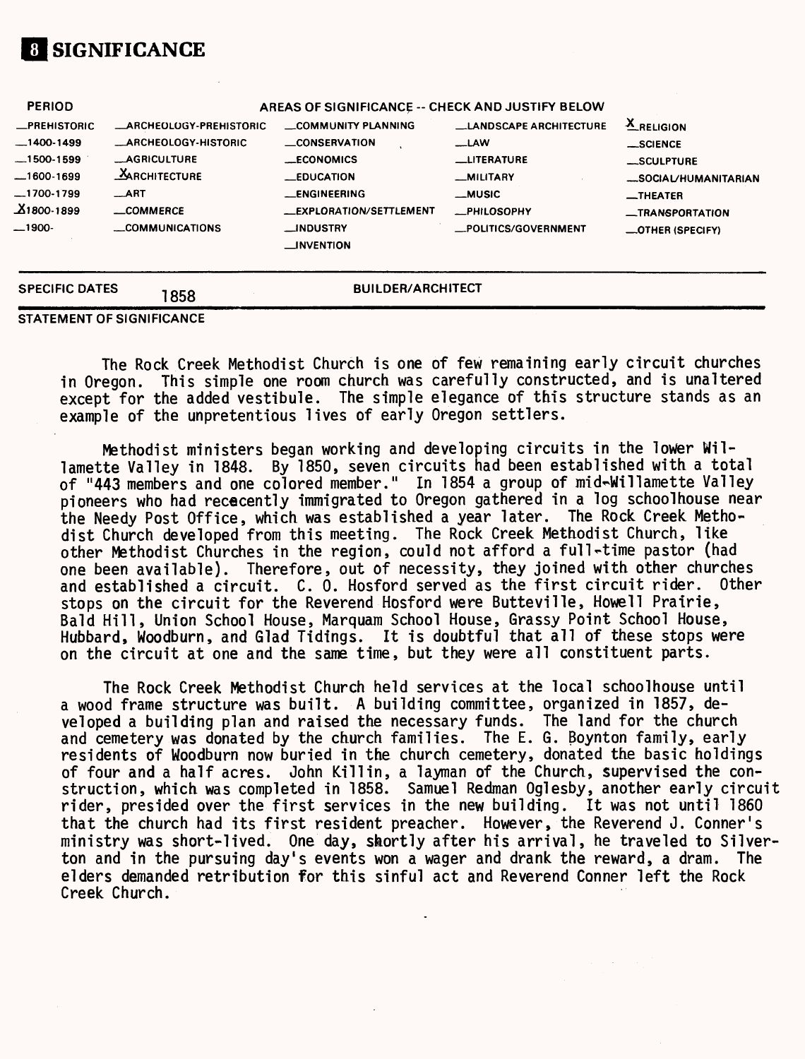# 8 SIGNIFICANCE

| PERIOD | AREAS OF SIGNIFICANCE -- CHECK AND JUSTIFY BELOW | | | |
|---|---|---|---|---|
| _PREHISTORIC | _ARCHEOLOGY-PREHISTORIC | _COMMUNITY PLANNING | _LANDSCAPE ARCHITECTURE | X RELIGION |
| _1400-1499 | _ARCHEOLOGY-HISTORIC | _CONSERVATION | _LAW | _SCIENCE |
| _1500-1599 | _AGRICULTURE | _ECONOMICS | _LITERATURE | _SCULPTURE |
| _1600-1699 | X ARCHITECTURE | _EDUCATION | _MILITARY | _SOCIAL/HUMANITARIAN |
| _1700-1799 | _ART | _ENGINEERING | _MUSIC | _THEATER |
| X 1800-1899 | _COMMERCE | _EXPLORATION/SETTLEMENT | _PHILOSOPHY | _TRANSPORTATION |
| _1900- | _COMMUNICATIONS | _INDUSTRY | _POLITICS/GOVERNMENT | _OTHER (SPECIFY) |
| | | _INVENTION | | |

SPECIFIC DATES 1858 BUILDER/ARCHITECT

STATEMENT OF SIGNIFICANCE

The Rock Creek Methodist Church is one of few remaining early circuit churches in Oregon. This simple one room church was carefully constructed, and is unaltered except for the added vestibule. The simple elegance of this structure stands as an example of the unpretentious lives of early Oregon settlers.

Methodist ministers began working and developing circuits in the lower Willamette Valley in 1848. By 1850, seven circuits had been established with a total of "443 members and one colored member." In 1854 a group of mid-Willamette Valley pioneers who had rececently immigrated to Oregon gathered in a log schoolhouse near the Needy Post Office, which was established a year later. The Rock Creek Methodist Church developed from this meeting. The Rock Creek Methodist Church, like other Methodist Churches in the region, could not afford a full-time pastor (had one been available). Therefore, out of necessity, they joined with other churches and established a circuit. C. O. Hosford served as the first circuit rider. Other stops on the circuit for the Reverend Hosford were Butteville, Howell Prairie, Bald Hill, Union School House, Marquam School House, Grassy Point School House, Hubbard, Woodburn, and Glad Tidings. It is doubtful that all of these stops were on the circuit at one and the same time, but they were all constituent parts.

The Rock Creek Methodist Church held services at the local schoolhouse until a wood frame structure was built. A building committee, organized in 1857, developed a building plan and raised the necessary funds. The land for the church and cemetery was donated by the church families. The E. G. Boynton family, early residents of Woodburn now buried in the church cemetery, donated the basic holdings of four and a half acres. John Killin, a layman of the Church, supervised the construction, which was completed in 1858. Samuel Redman Oglesby, another early circuit rider, presided over the first services in the new building. It was not until 1860 that the church had its first resident preacher. However, the Reverend J. Conner's ministry was short-lived. One day, shortly after his arrival, he traveled to Silverton and in the pursuing day's events won a wager and drank the reward, a dram. The elders demanded retribution for this sinful act and Reverend Conner left the Rock Creek Church.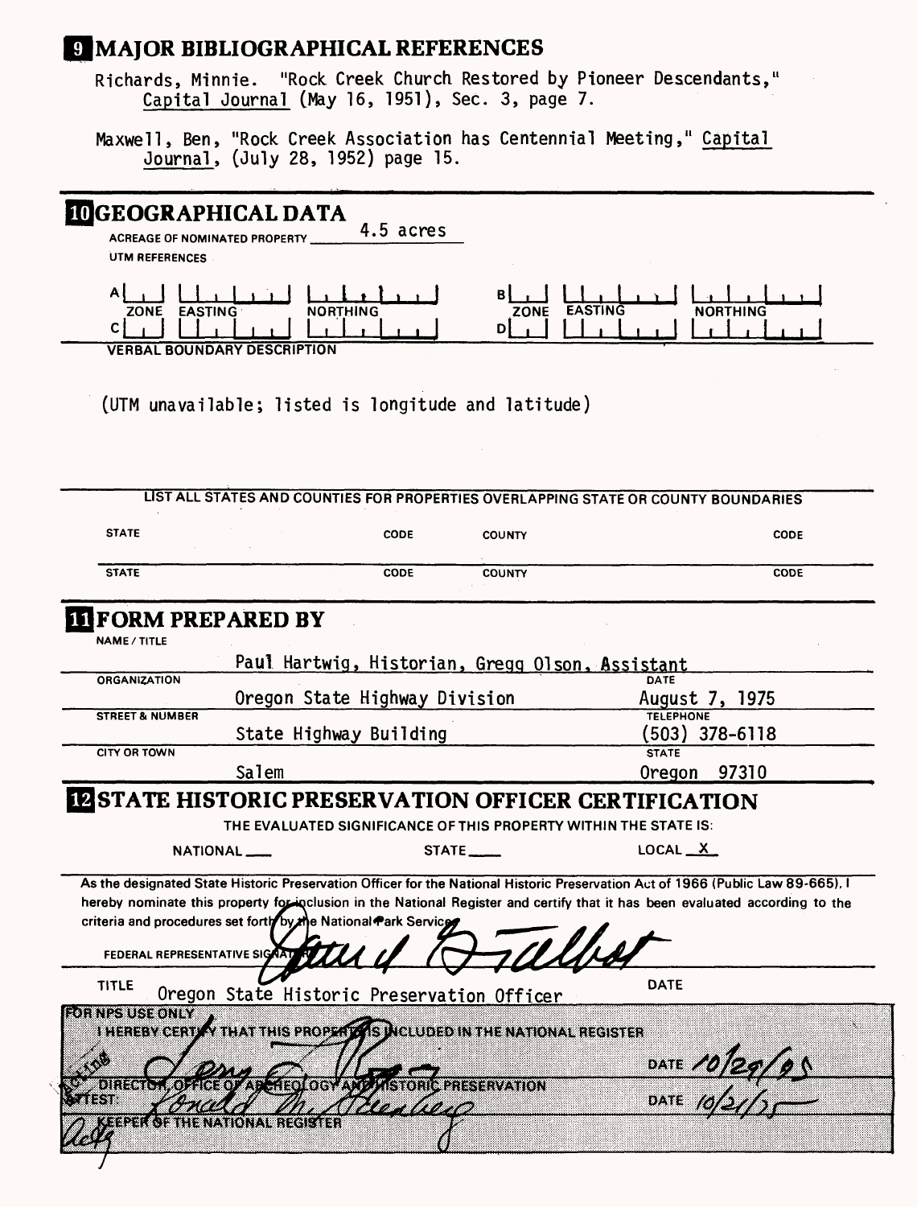## 9 MAJOR BIBLIOGRAPHICAL REFERENCES

Richards, Minnie. "Rock Creek Church Restored by Pioneer Descendants," Capital Journal (May 16, 1951), Sec. 3, page 7.

Maxwell, Ben, "Rock Creek Association has Centennial Meeting," Capital Journal, (July 28, 1952) page 15.

## 10 GEOGRAPHICAL DATA

ACREAGE OF NOMINATED PROPERTY 4.5 acres

UTM REFERENCES

| | ZONE | EASTING | NORTHING | | ZONE | EASTING | NORTHING |
|---|---|---|---|---|---|---|---|
| A | | | | B | | | |
| C | | | | D | | | |

VERBAL BOUNDARY DESCRIPTION

(UTM unavailable; listed is longitude and latitude)

LIST ALL STATES AND COUNTIES FOR PROPERTIES OVERLAPPING STATE OR COUNTY BOUNDARIES

| STATE | CODE | COUNTY | CODE |
|---|---|---|---|
| STATE | CODE | COUNTY | CODE |

## 11 FORM PREPARED BY

NAME / TITLE: Paul Hartwig, Historian, Gregg Olson, Assistant

ORGANIZATION: Oregon State Highway Division — DATE: August 7, 1975

STREET & NUMBER: State Highway Building — TELEPHONE: (503) 378-6118

CITY OR TOWN: Salem — STATE: Oregon 97310

## 12 STATE HISTORIC PRESERVATION OFFICER CERTIFICATION

THE EVALUATED SIGNIFICANCE OF THIS PROPERTY WITHIN THE STATE IS:

NATIONAL ___ STATE ___ LOCAL X

As the designated State Historic Preservation Officer for the National Historic Preservation Act of 1966 (Public Law 89-665), I hereby nominate this property for inclusion in the National Register and certify that it has been evaluated according to the criteria and procedures set forth by the National Park Service.

FEDERAL REPRESENTATIVE SIGNATURE: David G. Talbot

TITLE: Oregon State Historic Preservation Officer — DATE

FOR NPS USE ONLY

I HEREBY CERTIFY THAT THIS PROPERTY IS INCLUDED IN THE NATIONAL REGISTER

Acting DIRECTOR, OFFICE OF ARCHEOLOGY AND HISTORIC PRESERVATION — DATE 10/29/75

ATTEST: Ronald M. Greenberg — DATE 10/21/75

Acting KEEPER OF THE NATIONAL REGISTER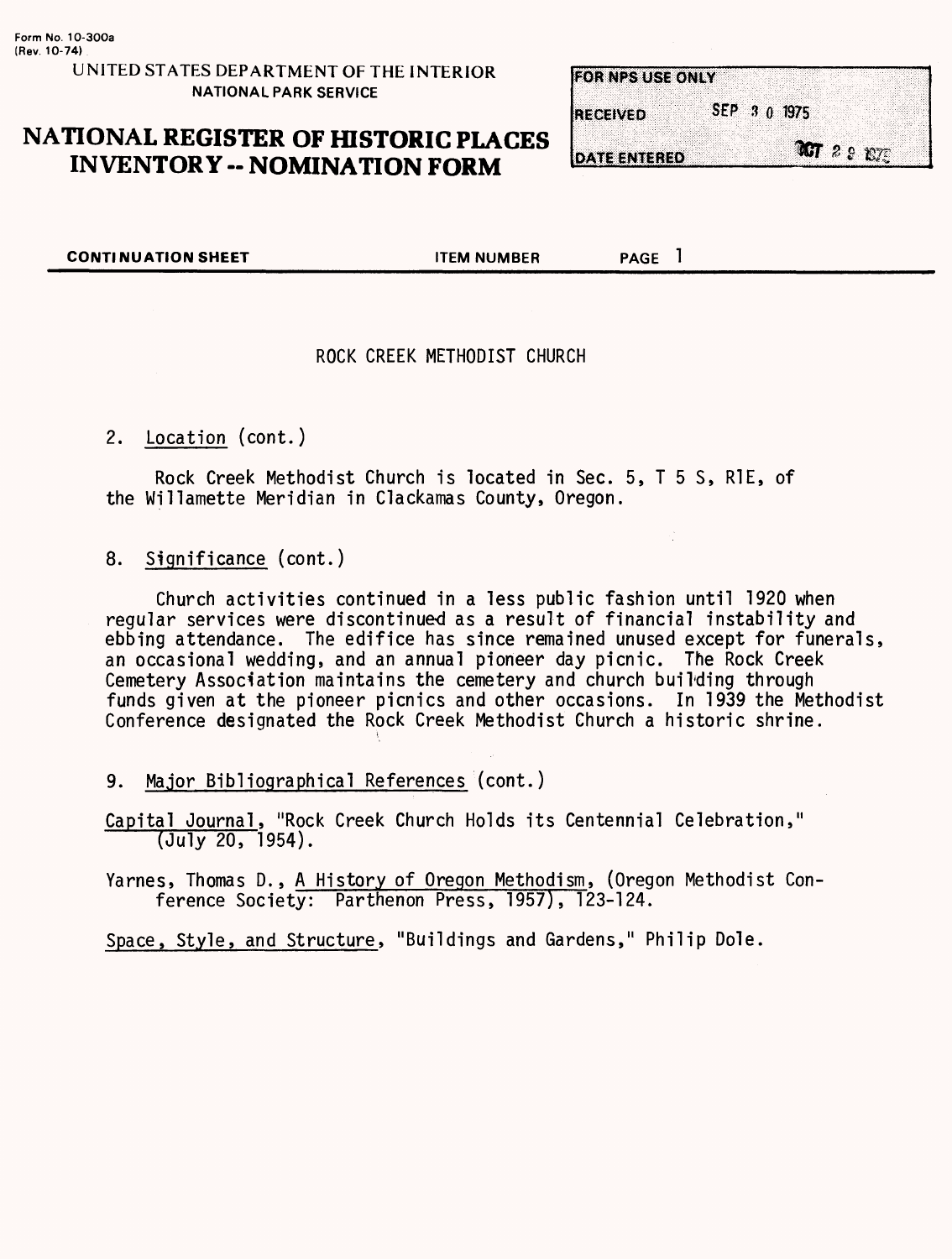Form No. 10-300a
(Rev. 10-74)

UNITED STATES DEPARTMENT OF THE INTERIOR
NATIONAL PARK SERVICE

# NATIONAL REGISTER OF HISTORIC PLACES INVENTORY -- NOMINATION FORM

| FOR NPS USE ONLY | |
|---|---|
| RECEIVED | SEP 30 1975 |
| DATE ENTERED | OCT 29 1975 |

CONTINUATION SHEET ITEM NUMBER PAGE 1

ROCK CREEK METHODIST CHURCH

2. Location (cont.)

Rock Creek Methodist Church is located in Sec. 5, T 5 S, R1E, of the Willamette Meridian in Clackamas County, Oregon.

8. Significance (cont.)

Church activities continued in a less public fashion until 1920 when regular services were discontinued as a result of financial instability and ebbing attendance. The edifice has since remained unused except for funerals, an occasional wedding, and an annual pioneer day picnic. The Rock Creek Cemetery Association maintains the cemetery and church building through funds given at the pioneer picnics and other occasions. In 1939 the Methodist Conference designated the Rock Creek Methodist Church a historic shrine.

9. Major Bibliographical References (cont.)

Capital Journal, "Rock Creek Church Holds its Centennial Celebration," (July 20, 1954).

Yarnes, Thomas D., A History of Oregon Methodism, (Oregon Methodist Conference Society: Parthenon Press, 1957), 123-124.

Space, Style, and Structure, "Buildings and Gardens," Philip Dole.